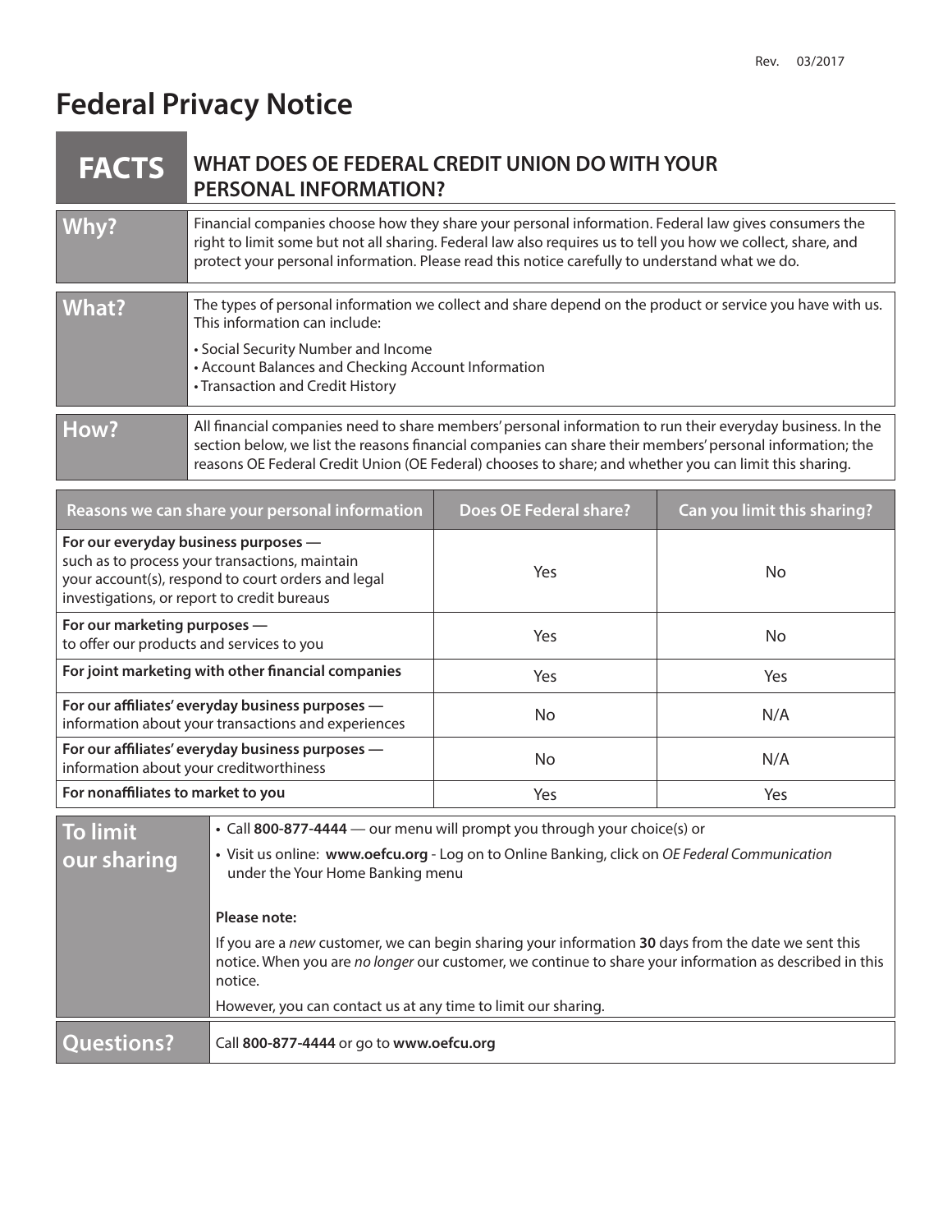Rev. 03/2017

# Federal Privacy Notice

## FACTS — WHAT DOES OE FEDERAL CREDIT UNION DO WITH YOUR PERSONAL INFORMATION?

**Why?**

Financial companies choose how they share your personal information. Federal law gives consumers the right to limit some but not all sharing. Federal law also requires us to tell you how we collect, share, and protect your personal information. Please read this notice carefully to understand what we do.

**What?**

The types of personal information we collect and share depend on the product or service you have with us. This information can include:

- Social Security Number and Income
- Account Balances and Checking Account Information
- Transaction and Credit History

**How?**

All financial companies need to share members' personal information to run their everyday business. In the section below, we list the reasons financial companies can share their members' personal information; the reasons OE Federal Credit Union (OE Federal) chooses to share; and whether you can limit this sharing.

| Reasons we can share your personal information | Does OE Federal share? | Can you limit this sharing? |
| --- | --- | --- |
| **For our everyday business purposes** — such as to process your transactions, maintain your account(s), respond to court orders and legal investigations, or report to credit bureaus | Yes | No |
| **For our marketing purposes** — to offer our products and services to you | Yes | No |
| **For joint marketing with other financial companies** | Yes | Yes |
| **For our affiliates' everyday business purposes** — information about your transactions and experiences | No | N/A |
| **For our affiliates' everyday business purposes** — information about your creditworthiness | No | N/A |
| **For nonaffiliates to market to you** | Yes | Yes |

**To limit our sharing**

- Call **800-877-4444** — our menu will prompt you through your choice(s) or
- Visit us online: **www.oefcu.org** - Log on to Online Banking, click on *OE Federal Communication* under the Your Home Banking menu

**Please note:**

If you are a *new* customer, we can begin sharing your information **30** days from the date we sent this notice. When you are *no longer* our customer, we continue to share your information as described in this notice.

However, you can contact us at any time to limit our sharing.

**Questions?**

Call **800-877-4444** or go to **www.oefcu.org**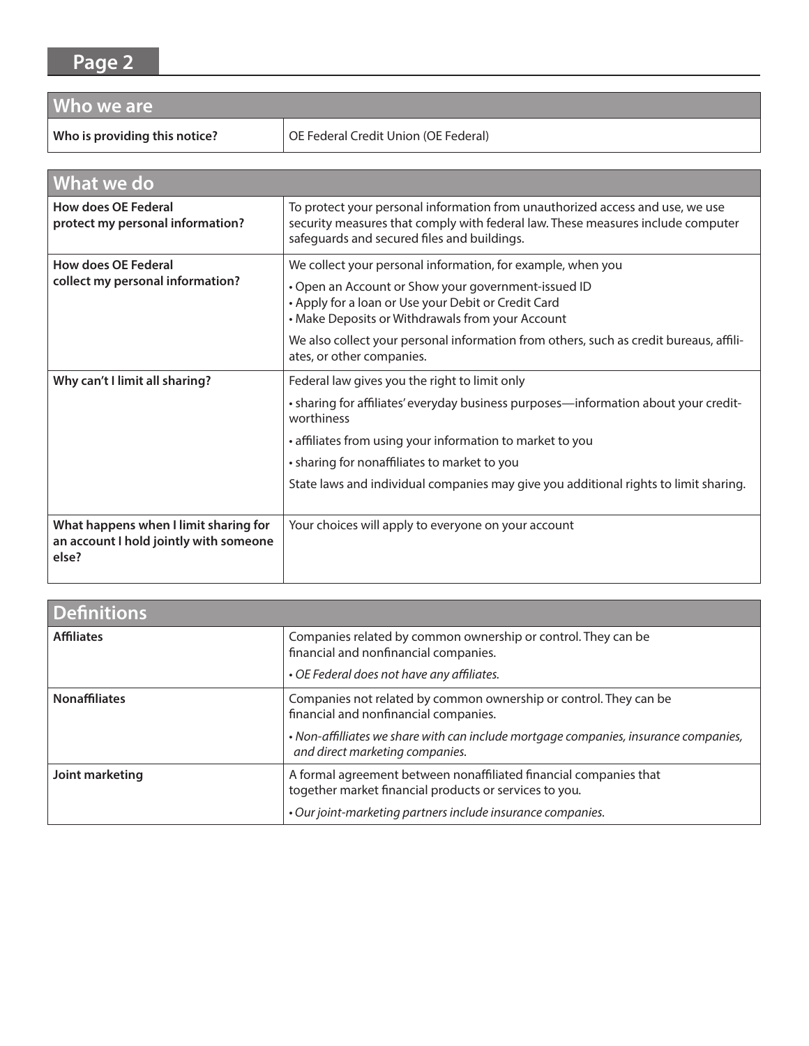## Page 2

| Who we are | |
|---|---|
| **Who is providing this notice?** | OE Federal Credit Union (OE Federal) |

| What we do | |
|---|---|
| **How does OE Federal protect my personal information?** | To protect your personal information from unauthorized access and use, we use security measures that comply with federal law. These measures include computer safeguards and secured files and buildings. |
| **How does OE Federal collect my personal information?** | We collect your personal information, for example, when you<br>• Open an Account or Show your government-issued ID<br>• Apply for a loan or Use your Debit or Credit Card<br>• Make Deposits or Withdrawals from your Account<br><br>We also collect your personal information from others, such as credit bureaus, affiliates, or other companies. |
| **Why can't I limit all sharing?** | Federal law gives you the right to limit only<br>• sharing for affiliates' everyday business purposes—information about your creditworthiness<br>• affiliates from using your information to market to you<br>• sharing for nonaffiliates to market to you<br><br>State laws and individual companies may give you additional rights to limit sharing. |
| **What happens when I limit sharing for an account I hold jointly with someone else?** | Your choices will apply to everyone on your account |

| Definitions | |
|---|---|
| **Affiliates** | Companies related by common ownership or control. They can be financial and nonfinancial companies.<br>• *OE Federal does not have any affiliates.* |
| **Nonaffiliates** | Companies not related by common ownership or control. They can be financial and nonfinancial companies.<br>• *Non-affilliates we share with can include mortgage companies, insurance companies, and direct marketing companies.* |
| **Joint marketing** | A formal agreement between nonaffiliated financial companies that together market financial products or services to you.<br>• *Our joint-marketing partners include insurance companies.* |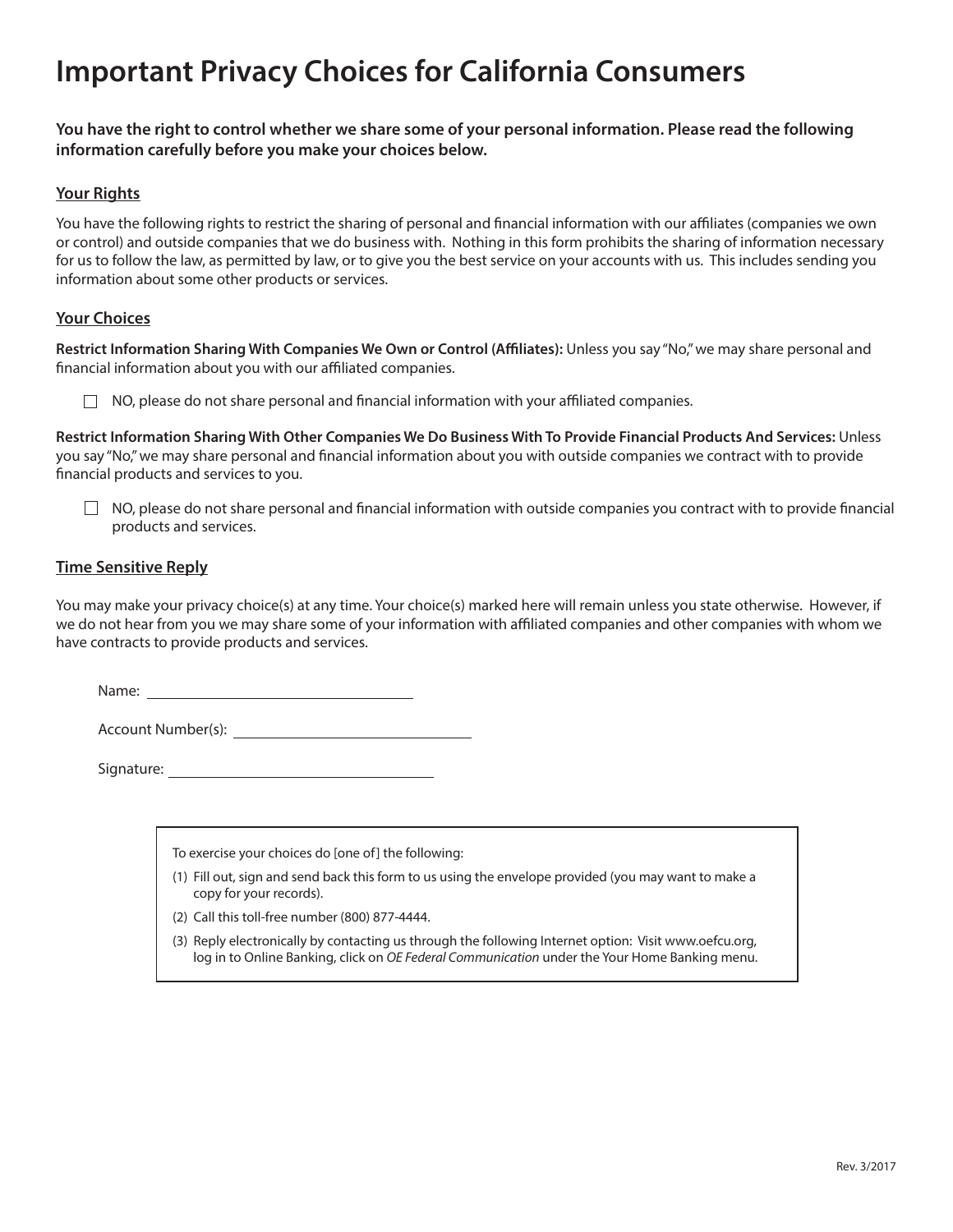# Important Privacy Choices for California Consumers

**You have the right to control whether we share some of your personal information. Please read the following information carefully before you make your choices below.**

## Your Rights

You have the following rights to restrict the sharing of personal and financial information with our affiliates (companies we own or control) and outside companies that we do business with. Nothing in this form prohibits the sharing of information necessary for us to follow the law, as permitted by law, or to give you the best service on your accounts with us. This includes sending you information about some other products or services.

## Your Choices

**Restrict Information Sharing With Companies We Own or Control (Affiliates):** Unless you say "No," we may share personal and financial information about you with our affiliated companies.

☐ NO, please do not share personal and financial information with your affiliated companies.

**Restrict Information Sharing With Other Companies We Do Business With To Provide Financial Products And Services:** Unless you say "No," we may share personal and financial information about you with outside companies we contract with to provide financial products and services to you.

☐ NO, please do not share personal and financial information with outside companies you contract with to provide financial products and services.

## Time Sensitive Reply

You may make your privacy choice(s) at any time. Your choice(s) marked here will remain unless you state otherwise. However, if we do not hear from you we may share some of your information with affiliated companies and other companies with whom we have contracts to provide products and services.

Name: ______________________________

Account Number(s): ______________________________

Signature: ______________________________

To exercise your choices do [one of] the following:

(1) Fill out, sign and send back this form to us using the envelope provided (you may want to make a copy for your records).

(2) Call this toll-free number (800) 877-4444.

(3) Reply electronically by contacting us through the following Internet option: Visit www.oefcu.org, log in to Online Banking, click on *OE Federal Communication* under the Your Home Banking menu.

Rev. 3/2017